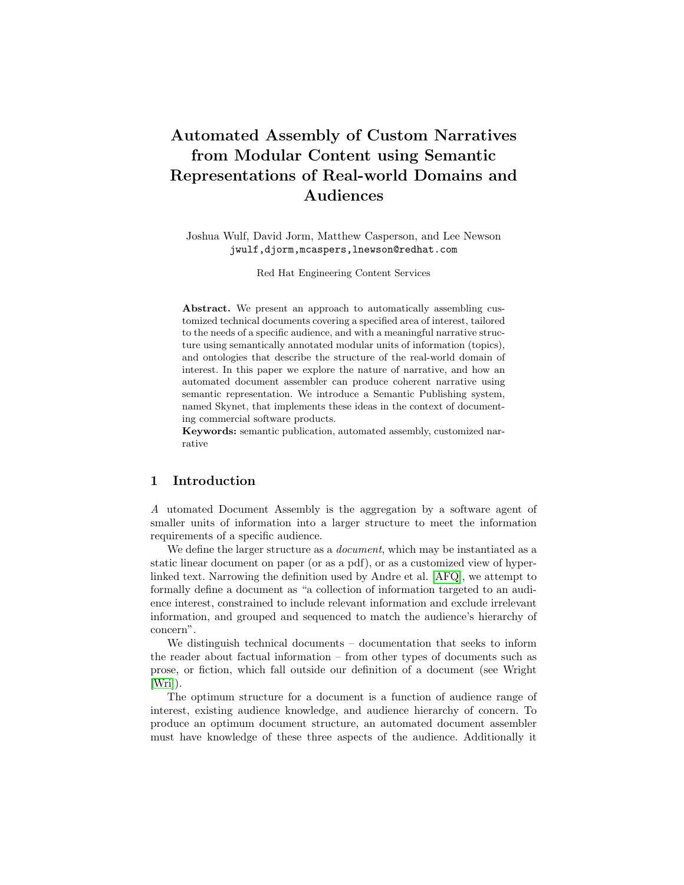# Automated Assembly of Custom Narratives from Modular Content using Semantic Representations of Real-world Domains and Audiences

Joshua Wulf, David Jorm, Matthew Casperson, and Lee Newson
jwulf,djorm,mcaspers,lnewson@redhat.com

Red Hat Engineering Content Services

**Abstract.** We present an approach to automatically assembling customized technical documents covering a specified area of interest, tailored to the needs of a specific audience, and with a meaningful narrative structure using semantically annotated modular units of information (topics), and ontologies that describe the structure of the real-world domain of interest. In this paper we explore the nature of narrative, and how an automated document assembler can produce coherent narrative using semantic representation. We introduce a Semantic Publishing system, named Skynet, that implements these ideas in the context of documenting commercial software products.

**Keywords:** semantic publication, automated assembly, customized narrative

## 1 Introduction

*A* utomated Document Assembly is the aggregation by a software agent of smaller units of information into a larger structure to meet the information requirements of a specific audience.

We define the larger structure as a *document*, which may be instantiated as a static linear document on paper (or as a pdf), or as a customized view of hyperlinked text. Narrowing the definition used by Andre et al. [AFQ], we attempt to formally define a document as "a collection of information targeted to an audience interest, constrained to include relevant information and exclude irrelevant information, and grouped and sequenced to match the audience's hierarchy of concern".

We distinguish technical documents – documentation that seeks to inform the reader about factual information – from other types of documents such as prose, or fiction, which fall outside our definition of a document (see Wright [Wri]).

The optimum structure for a document is a function of audience range of interest, existing audience knowledge, and audience hierarchy of concern. To produce an optimum document structure, an automated document assembler must have knowledge of these three aspects of the audience. Additionally it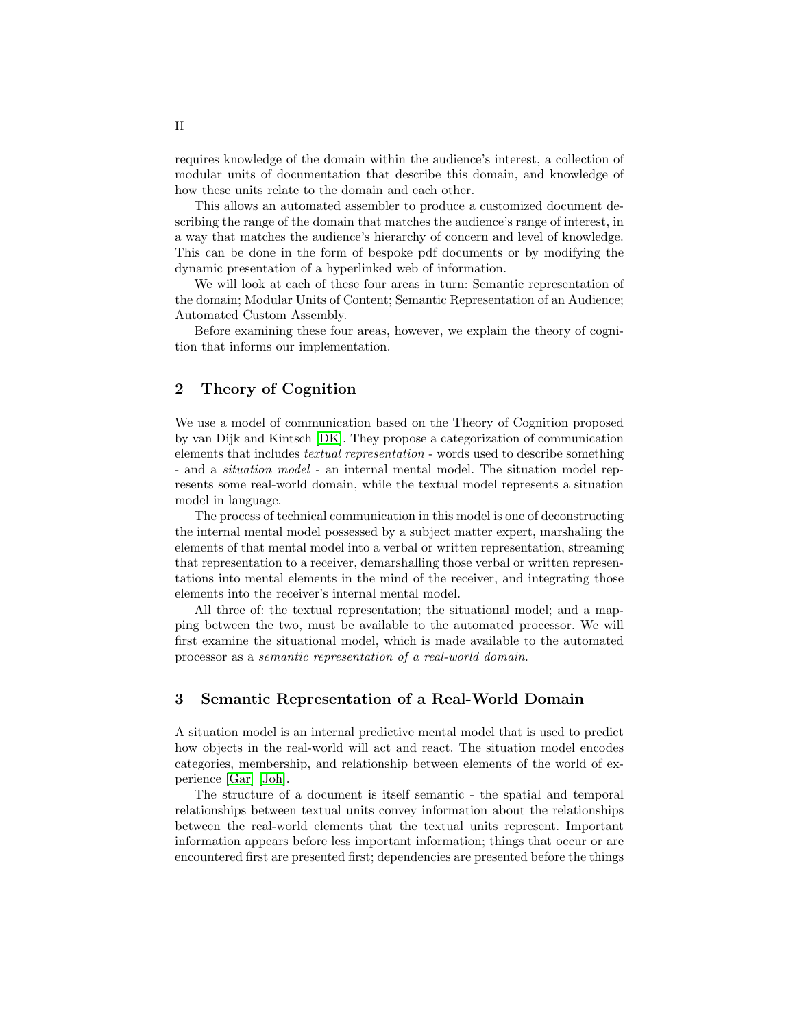requires knowledge of the domain within the audience's interest, a collection of modular units of documentation that describe this domain, and knowledge of how these units relate to the domain and each other.

This allows an automated assembler to produce a customized document describing the range of the domain that matches the audience's range of interest, in a way that matches the audience's hierarchy of concern and level of knowledge. This can be done in the form of bespoke pdf documents or by modifying the dynamic presentation of a hyperlinked web of information.

We will look at each of these four areas in turn: Semantic representation of the domain; Modular Units of Content; Semantic Representation of an Audience; Automated Custom Assembly.

Before examining these four areas, however, we explain the theory of cognition that informs our implementation.

## 2 Theory of Cognition

We use a model of communication based on the Theory of Cognition proposed by van Dijk and Kintsch [DK]. They propose a categorization of communication elements that includes *textual representation* - words used to describe something - and a *situation model* - an internal mental model. The situation model represents some real-world domain, while the textual model represents a situation model in language.

The process of technical communication in this model is one of deconstructing the internal mental model possessed by a subject matter expert, marshaling the elements of that mental model into a verbal or written representation, streaming that representation to a receiver, demarshalling those verbal or written representations into mental elements in the mind of the receiver, and integrating those elements into the receiver's internal mental model.

All three of: the textual representation; the situational model; and a mapping between the two, must be available to the automated processor. We will first examine the situational model, which is made available to the automated processor as a *semantic representation of a real-world domain*.

## 3 Semantic Representation of a Real-World Domain

A situation model is an internal predictive mental model that is used to predict how objects in the real-world will act and react. The situation model encodes categories, membership, and relationship between elements of the world of experience [Gar] [Joh].

The structure of a document is itself semantic - the spatial and temporal relationships between textual units convey information about the relationships between the real-world elements that the textual units represent. Important information appears before less important information; things that occur or are encountered first are presented first; dependencies are presented before the things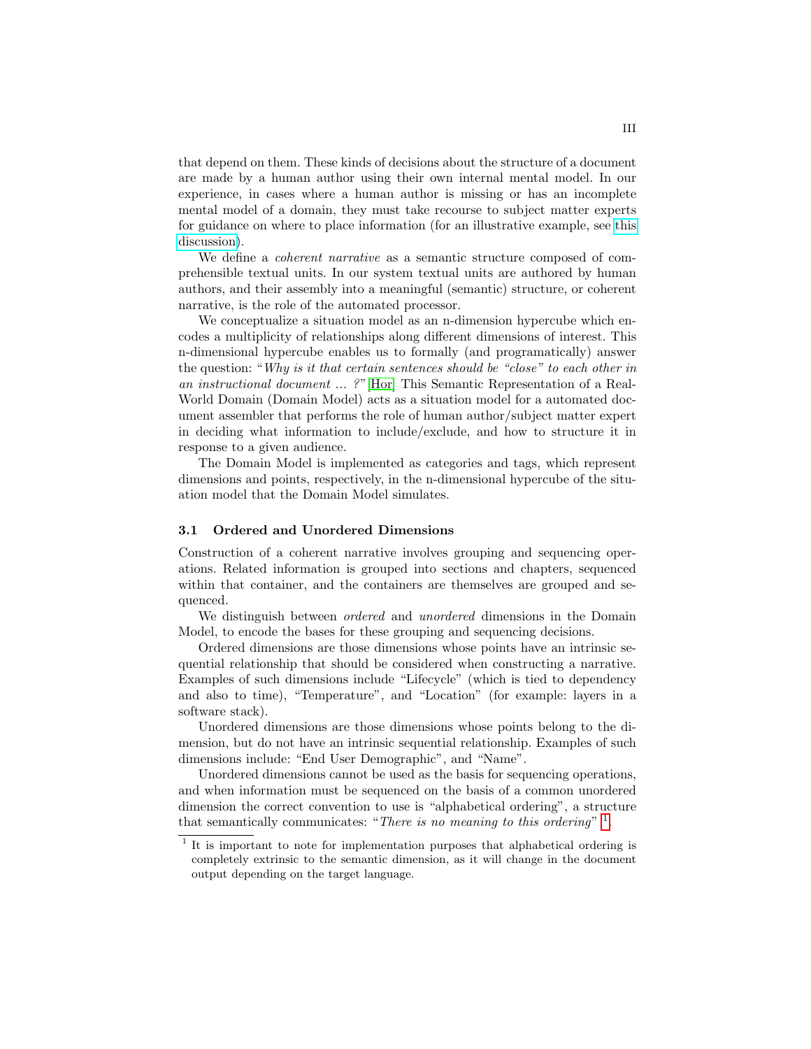that depend on them. These kinds of decisions about the structure of a document are made by a human author using their own internal mental model. In our experience, in cases where a human author is missing or has an incomplete mental model of a domain, they must take recourse to subject matter experts for guidance on where to place information (for an illustrative example, see this discussion).

We define a *coherent narrative* as a semantic structure composed of comprehensible textual units. In our system textual units are authored by human authors, and their assembly into a meaningful (semantic) structure, or coherent narrative, is the role of the automated processor.

We conceptualize a situation model as an n-dimension hypercube which encodes a multiplicity of relationships along different dimensions of interest. This n-dimensional hypercube enables us to formally (and programatically) answer the question: "*Why is it that certain sentences should be "close" to each other in an instructional document ... ?*" [Hor] This Semantic Representation of a Real-World Domain (Domain Model) acts as a situation model for a automated document assembler that performs the role of human author/subject matter expert in deciding what information to include/exclude, and how to structure it in response to a given audience.

The Domain Model is implemented as categories and tags, which represent dimensions and points, respectively, in the n-dimensional hypercube of the situation model that the Domain Model simulates.

### 3.1 Ordered and Unordered Dimensions

Construction of a coherent narrative involves grouping and sequencing operations. Related information is grouped into sections and chapters, sequenced within that container, and the containers are themselves are grouped and sequenced.

We distinguish between *ordered* and *unordered* dimensions in the Domain Model, to encode the bases for these grouping and sequencing decisions.

Ordered dimensions are those dimensions whose points have an intrinsic sequential relationship that should be considered when constructing a narrative. Examples of such dimensions include "Lifecycle" (which is tied to dependency and also to time), "Temperature", and "Location" (for example: layers in a software stack).

Unordered dimensions are those dimensions whose points belong to the dimension, but do not have an intrinsic sequential relationship. Examples of such dimensions include: "End User Demographic", and "Name".

Unordered dimensions cannot be used as the basis for sequencing operations, and when information must be sequenced on the basis of a common unordered dimension the correct convention to use is "alphabetical ordering", a structure that semantically communicates: "*There is no meaning to this ordering*" [1].

[1] It is important to note for implementation purposes that alphabetical ordering is completely extrinsic to the semantic dimension, as it will change in the document output depending on the target language.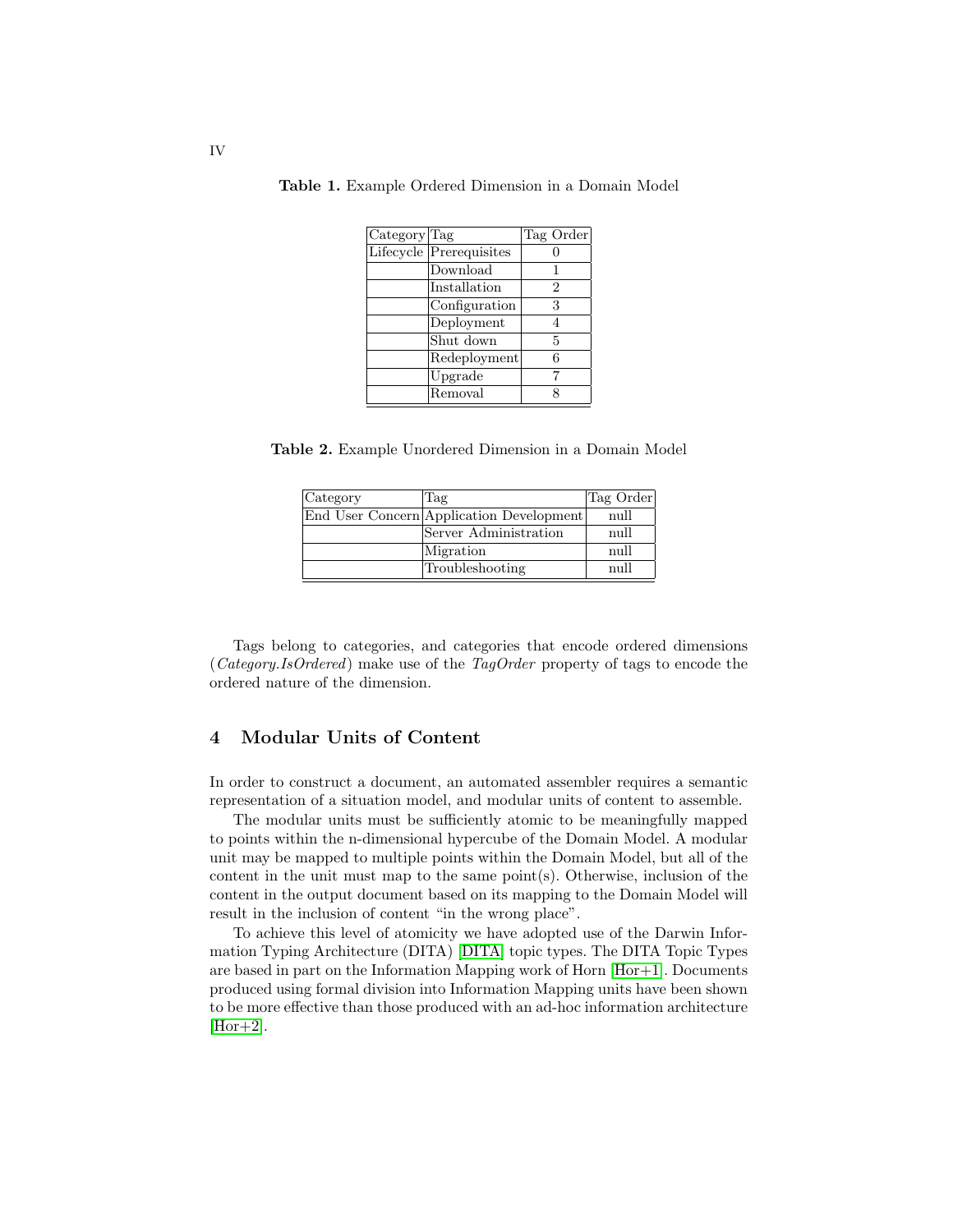**Table 1.** Example Ordered Dimension in a Domain Model

| Category | Tag | Tag Order |
|---|---|---|
| Lifecycle | Prerequisites | 0 |
| | Download | 1 |
| | Installation | 2 |
| | Configuration | 3 |
| | Deployment | 4 |
| | Shut down | 5 |
| | Redeployment | 6 |
| | Upgrade | 7 |
| | Removal | 8 |

**Table 2.** Example Unordered Dimension in a Domain Model

| Category | Tag | Tag Order |
|---|---|---|
| End User Concern | Application Development | null |
| | Server Administration | null |
| | Migration | null |
| | Troubleshooting | null |

Tags belong to categories, and categories that encode ordered dimensions (*Category.IsOrdered*) make use of the *TagOrder* property of tags to encode the ordered nature of the dimension.

## 4 Modular Units of Content

In order to construct a document, an automated assembler requires a semantic representation of a situation model, and modular units of content to assemble.

The modular units must be sufficiently atomic to be meaningfully mapped to points within the n-dimensional hypercube of the Domain Model. A modular unit may be mapped to multiple points within the Domain Model, but all of the content in the unit must map to the same point(s). Otherwise, inclusion of the content in the output document based on its mapping to the Domain Model will result in the inclusion of content "in the wrong place".

To achieve this level of atomicity we have adopted use of the Darwin Information Typing Architecture (DITA) [DITA] topic types. The DITA Topic Types are based in part on the Information Mapping work of Horn [Hor+1]. Documents produced using formal division into Information Mapping units have been shown to be more effective than those produced with an ad-hoc information architecture [Hor+2].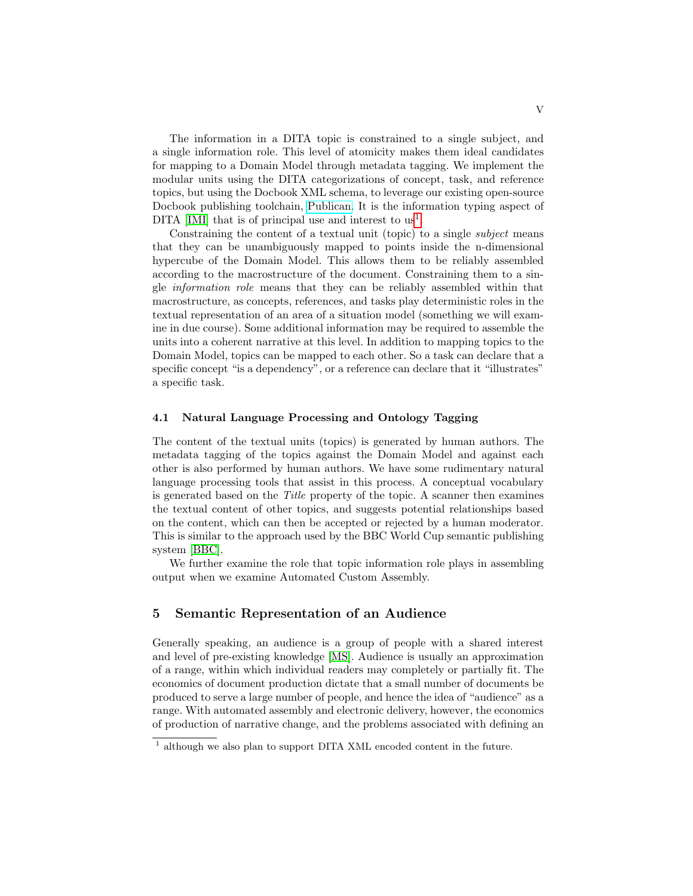The information in a DITA topic is constrained to a single subject, and a single information role. This level of atomicity makes them ideal candidates for mapping to a Domain Model through metadata tagging. We implement the modular units using the DITA categorizations of concept, task, and reference topics, but using the Docbook XML schema, to leverage our existing open-source Docbook publishing toolchain, Publican. It is the information typing aspect of DITA [IMI] that is of principal use and interest to us[1].

Constraining the content of a textual unit (topic) to a single *subject* means that they can be unambiguously mapped to points inside the n-dimensional hypercube of the Domain Model. This allows them to be reliably assembled according to the macrostructure of the document. Constraining them to a single *information role* means that they can be reliably assembled within that macrostructure, as concepts, references, and tasks play deterministic roles in the textual representation of an area of a situation model (something we will examine in due course). Some additional information may be required to assemble the units into a coherent narrative at this level. In addition to mapping topics to the Domain Model, topics can be mapped to each other. So a task can declare that a specific concept "is a dependency", or a reference can declare that it "illustrates" a specific task.

### 4.1 Natural Language Processing and Ontology Tagging

The content of the textual units (topics) is generated by human authors. The metadata tagging of the topics against the Domain Model and against each other is also performed by human authors. We have some rudimentary natural language processing tools that assist in this process. A conceptual vocabulary is generated based on the *Title* property of the topic. A scanner then examines the textual content of other topics, and suggests potential relationships based on the content, which can then be accepted or rejected by a human moderator. This is similar to the approach used by the BBC World Cup semantic publishing system [BBC].

We further examine the role that topic information role plays in assembling output when we examine Automated Custom Assembly.

## 5 Semantic Representation of an Audience

Generally speaking, an audience is a group of people with a shared interest and level of pre-existing knowledge [MS]. Audience is usually an approximation of a range, within which individual readers may completely or partially fit. The economics of document production dictate that a small number of documents be produced to serve a large number of people, and hence the idea of "audience" as a range. With automated assembly and electronic delivery, however, the economics of production of narrative change, and the problems associated with defining an

[1] although we also plan to support DITA XML encoded content in the future.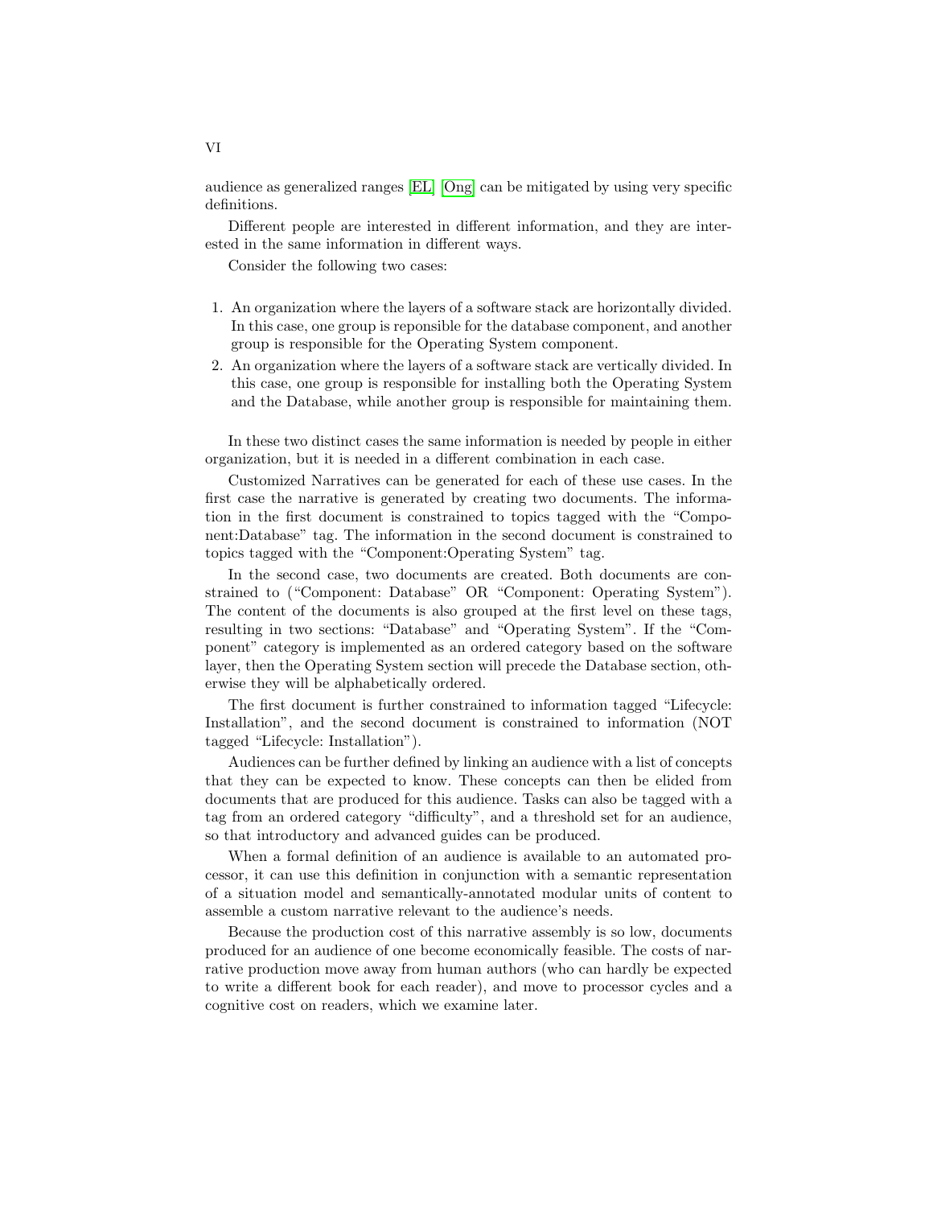audience as generalized ranges [EL] [Ong] can be mitigated by using very specific definitions.

Different people are interested in different information, and they are interested in the same information in different ways.

Consider the following two cases:

1. An organization where the layers of a software stack are horizontally divided. In this case, one group is reponsible for the database component, and another group is responsible for the Operating System component.
2. An organization where the layers of a software stack are vertically divided. In this case, one group is responsible for installing both the Operating System and the Database, while another group is responsible for maintaining them.

In these two distinct cases the same information is needed by people in either organization, but it is needed in a different combination in each case.

Customized Narratives can be generated for each of these use cases. In the first case the narrative is generated by creating two documents. The information in the first document is constrained to topics tagged with the "Component:Database" tag. The information in the second document is constrained to topics tagged with the "Component:Operating System" tag.

In the second case, two documents are created. Both documents are constrained to ("Component: Database" OR "Component: Operating System"). The content of the documents is also grouped at the first level on these tags, resulting in two sections: "Database" and "Operating System". If the "Component" category is implemented as an ordered category based on the software layer, then the Operating System section will precede the Database section, otherwise they will be alphabetically ordered.

The first document is further constrained to information tagged "Lifecycle: Installation", and the second document is constrained to information (NOT tagged "Lifecycle: Installation").

Audiences can be further defined by linking an audience with a list of concepts that they can be expected to know. These concepts can then be elided from documents that are produced for this audience. Tasks can also be tagged with a tag from an ordered category "difficulty", and a threshold set for an audience, so that introductory and advanced guides can be produced.

When a formal definition of an audience is available to an automated processor, it can use this definition in conjunction with a semantic representation of a situation model and semantically-annotated modular units of content to assemble a custom narrative relevant to the audience's needs.

Because the production cost of this narrative assembly is so low, documents produced for an audience of one become economically feasible. The costs of narrative production move away from human authors (who can hardly be expected to write a different book for each reader), and move to processor cycles and a cognitive cost on readers, which we examine later.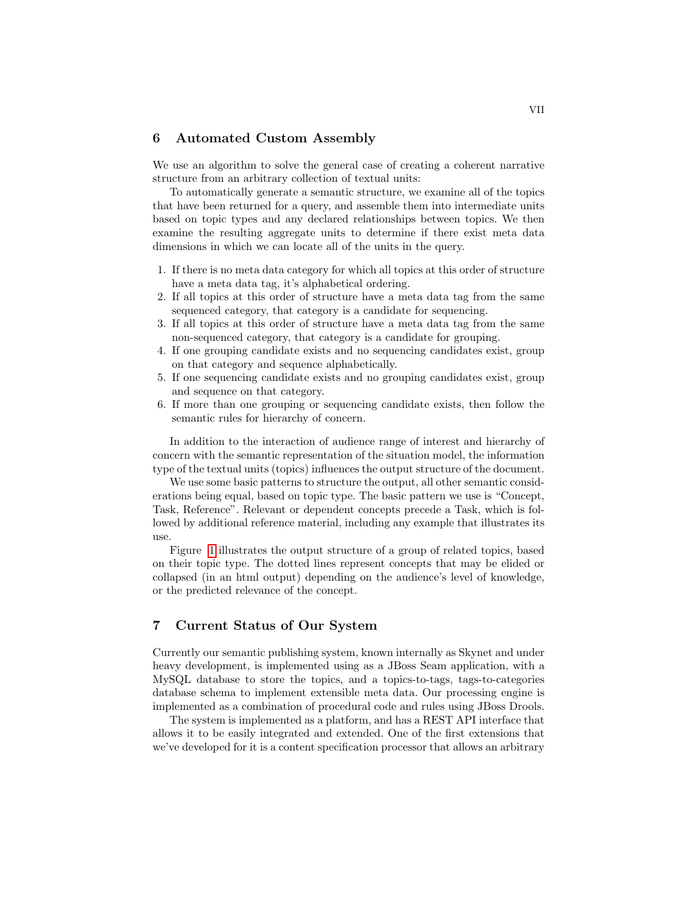## 6 Automated Custom Assembly

We use an algorithm to solve the general case of creating a coherent narrative structure from an arbitrary collection of textual units:

To automatically generate a semantic structure, we examine all of the topics that have been returned for a query, and assemble them into intermediate units based on topic types and any declared relationships between topics. We then examine the resulting aggregate units to determine if there exist meta data dimensions in which we can locate all of the units in the query.

1. If there is no meta data category for which all topics at this order of structure have a meta data tag, it's alphabetical ordering.
2. If all topics at this order of structure have a meta data tag from the same sequenced category, that category is a candidate for sequencing.
3. If all topics at this order of structure have a meta data tag from the same non-sequenced category, that category is a candidate for grouping.
4. If one grouping candidate exists and no sequencing candidates exist, group on that category and sequence alphabetically.
5. If one sequencing candidate exists and no grouping candidates exist, group and sequence on that category.
6. If more than one grouping or sequencing candidate exists, then follow the semantic rules for hierarchy of concern.

In addition to the interaction of audience range of interest and hierarchy of concern with the semantic representation of the situation model, the information type of the textual units (topics) influences the output structure of the document.

We use some basic patterns to structure the output, all other semantic considerations being equal, based on topic type. The basic pattern we use is "Concept, Task, Reference". Relevant or dependent concepts precede a Task, which is followed by additional reference material, including any example that illustrates its use.

Figure 1 illustrates the output structure of a group of related topics, based on their topic type. The dotted lines represent concepts that may be elided or collapsed (in an html output) depending on the audience's level of knowledge, or the predicted relevance of the concept.

## 7 Current Status of Our System

Currently our semantic publishing system, known internally as Skynet and under heavy development, is implemented using as a JBoss Seam application, with a MySQL database to store the topics, and a topics-to-tags, tags-to-categories database schema to implement extensible meta data. Our processing engine is implemented as a combination of procedural code and rules using JBoss Drools.

The system is implemented as a platform, and has a REST API interface that allows it to be easily integrated and extended. One of the first extensions that we've developed for it is a content specification processor that allows an arbitrary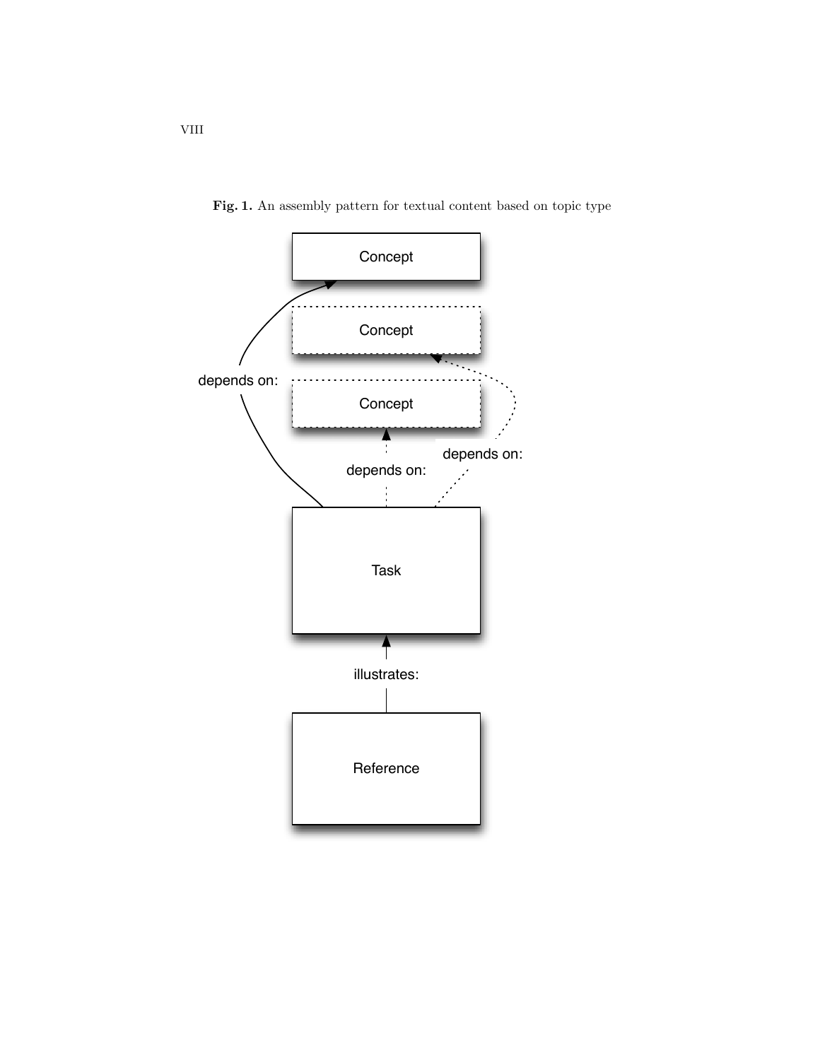**Fig. 1.** An assembly pattern for textual content based on topic type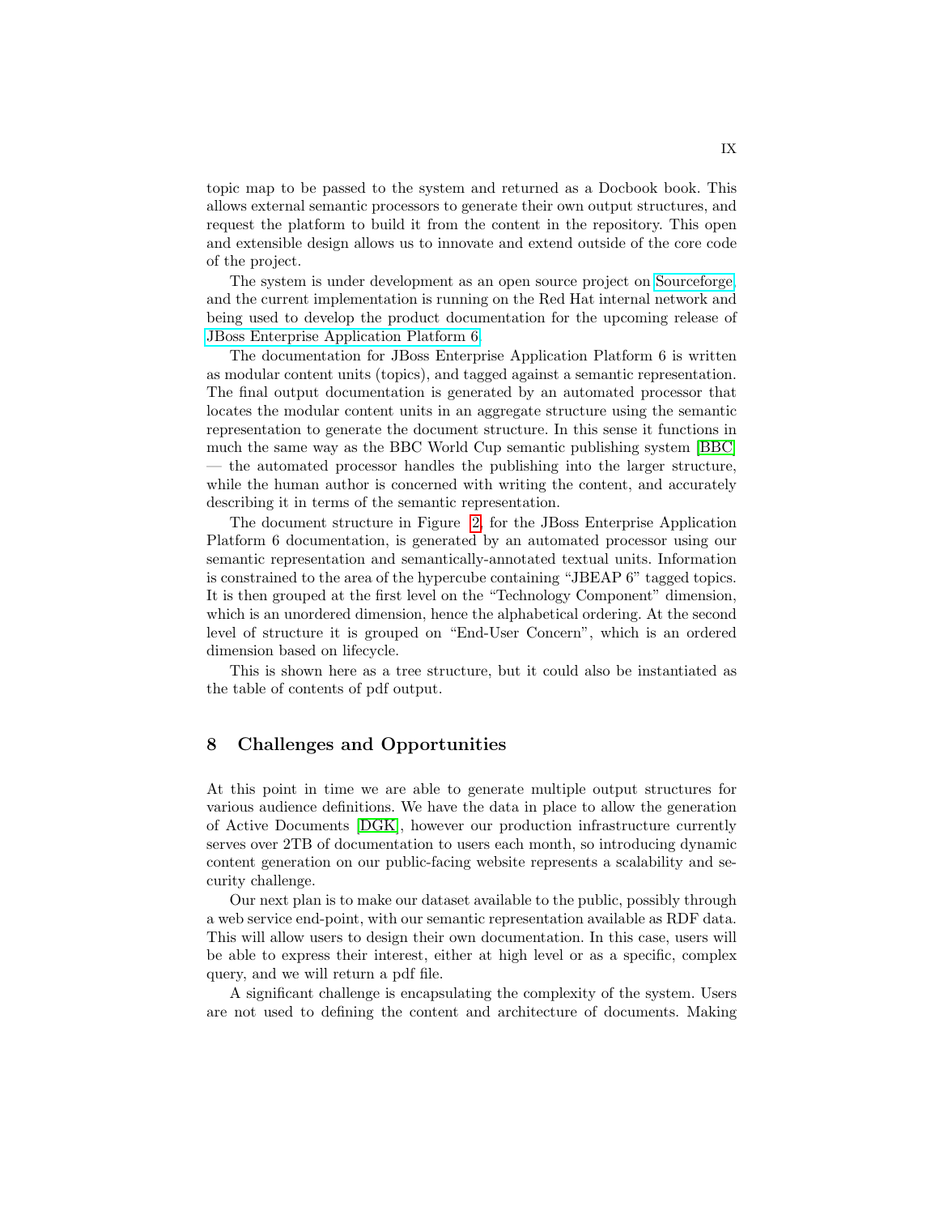topic map to be passed to the system and returned as a Docbook book. This allows external semantic processors to generate their own output structures, and request the platform to build it from the content in the repository. This open and extensible design allows us to innovate and extend outside of the core code of the project.

The system is under development as an open source project on Sourceforge, and the current implementation is running on the Red Hat internal network and being used to develop the product documentation for the upcoming release of JBoss Enterprise Application Platform 6.

The documentation for JBoss Enterprise Application Platform 6 is written as modular content units (topics), and tagged against a semantic representation. The final output documentation is generated by an automated processor that locates the modular content units in an aggregate structure using the semantic representation to generate the document structure. In this sense it functions in much the same way as the BBC World Cup semantic publishing system [BBC] — the automated processor handles the publishing into the larger structure, while the human author is concerned with writing the content, and accurately describing it in terms of the semantic representation.

The document structure in Figure 2, for the JBoss Enterprise Application Platform 6 documentation, is generated by an automated processor using our semantic representation and semantically-annotated textual units. Information is constrained to the area of the hypercube containing "JBEAP 6" tagged topics. It is then grouped at the first level on the "Technology Component" dimension, which is an unordered dimension, hence the alphabetical ordering. At the second level of structure it is grouped on "End-User Concern", which is an ordered dimension based on lifecycle.

This is shown here as a tree structure, but it could also be instantiated as the table of contents of pdf output.

## 8 Challenges and Opportunities

At this point in time we are able to generate multiple output structures for various audience definitions. We have the data in place to allow the generation of Active Documents [DGK], however our production infrastructure currently serves over 2TB of documentation to users each month, so introducing dynamic content generation on our public-facing website represents a scalability and security challenge.

Our next plan is to make our dataset available to the public, possibly through a web service end-point, with our semantic representation available as RDF data. This will allow users to design their own documentation. In this case, users will be able to express their interest, either at high level or as a specific, complex query, and we will return a pdf file.

A significant challenge is encapsulating the complexity of the system. Users are not used to defining the content and architecture of documents. Making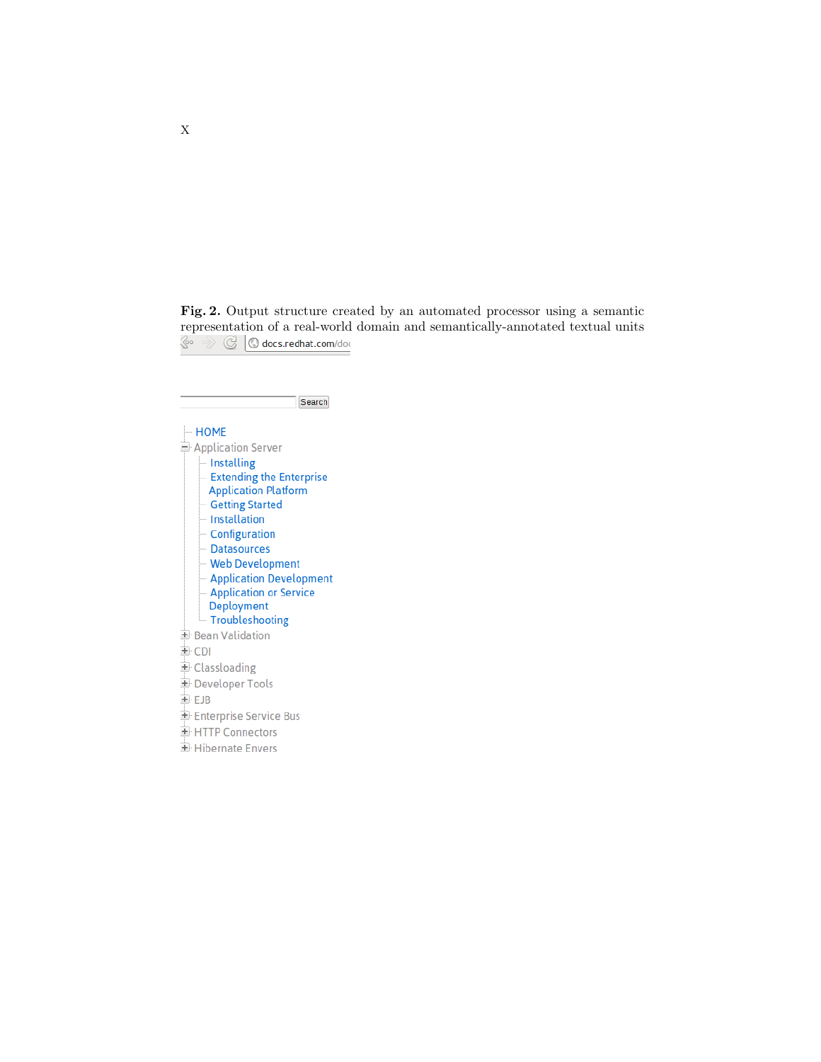**Fig. 2.** Output structure created by an automated processor using a semantic representation of a real-world domain and semantically-annotated textual units

docs.redhat.com/doc

Search

- HOME
- Application Server
  - Installing
  - Extending the Enterprise Application Platform
  - Getting Started
  - Installation
  - Configuration
  - Datasources
  - Web Development
  - Application Development
  - Application or Service Deployment
  - Troubleshooting
- Bean Validation
- CDI
- Classloading
- Developer Tools
- EJB
- Enterprise Service Bus
- HTTP Connectors
- Hibernate Envers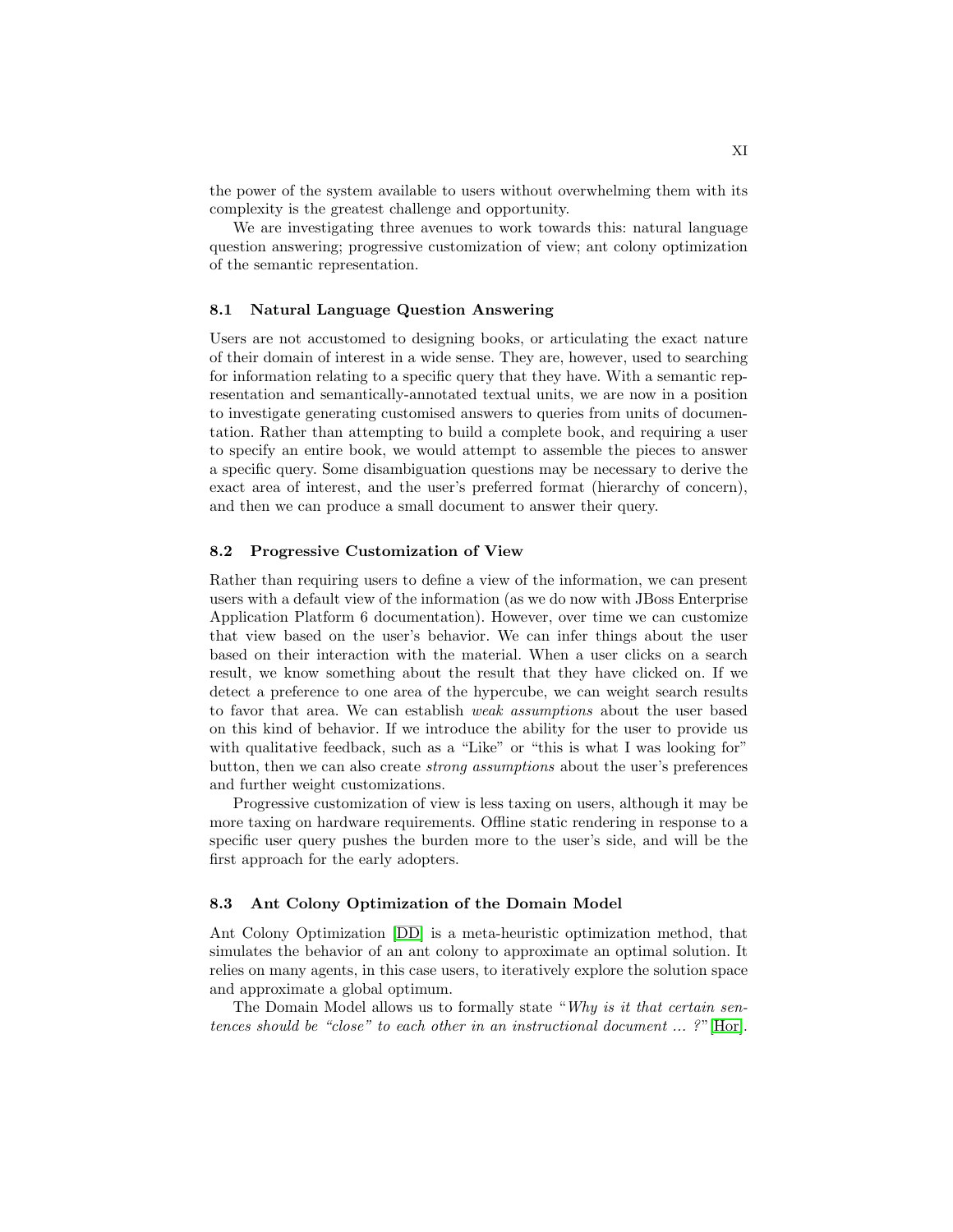the power of the system available to users without overwhelming them with its complexity is the greatest challenge and opportunity.

We are investigating three avenues to work towards this: natural language question answering; progressive customization of view; ant colony optimization of the semantic representation.

### 8.1 Natural Language Question Answering

Users are not accustomed to designing books, or articulating the exact nature of their domain of interest in a wide sense. They are, however, used to searching for information relating to a specific query that they have. With a semantic representation and semantically-annotated textual units, we are now in a position to investigate generating customised answers to queries from units of documentation. Rather than attempting to build a complete book, and requiring a user to specify an entire book, we would attempt to assemble the pieces to answer a specific query. Some disambiguation questions may be necessary to derive the exact area of interest, and the user's preferred format (hierarchy of concern), and then we can produce a small document to answer their query.

### 8.2 Progressive Customization of View

Rather than requiring users to define a view of the information, we can present users with a default view of the information (as we do now with JBoss Enterprise Application Platform 6 documentation). However, over time we can customize that view based on the user's behavior. We can infer things about the user based on their interaction with the material. When a user clicks on a search result, we know something about the result that they have clicked on. If we detect a preference to one area of the hypercube, we can weight search results to favor that area. We can establish *weak assumptions* about the user based on this kind of behavior. If we introduce the ability for the user to provide us with qualitative feedback, such as a "Like" or "this is what I was looking for" button, then we can also create *strong assumptions* about the user's preferences and further weight customizations.

Progressive customization of view is less taxing on users, although it may be more taxing on hardware requirements. Offline static rendering in response to a specific user query pushes the burden more to the user's side, and will be the first approach for the early adopters.

### 8.3 Ant Colony Optimization of the Domain Model

Ant Colony Optimization [DD] is a meta-heuristic optimization method, that simulates the behavior of an ant colony to approximate an optimal solution. It relies on many agents, in this case users, to iteratively explore the solution space and approximate a global optimum.

The Domain Model allows us to formally state "*Why is it that certain sentences should be "close" to each other in an instructional document ... ?*" [Hor].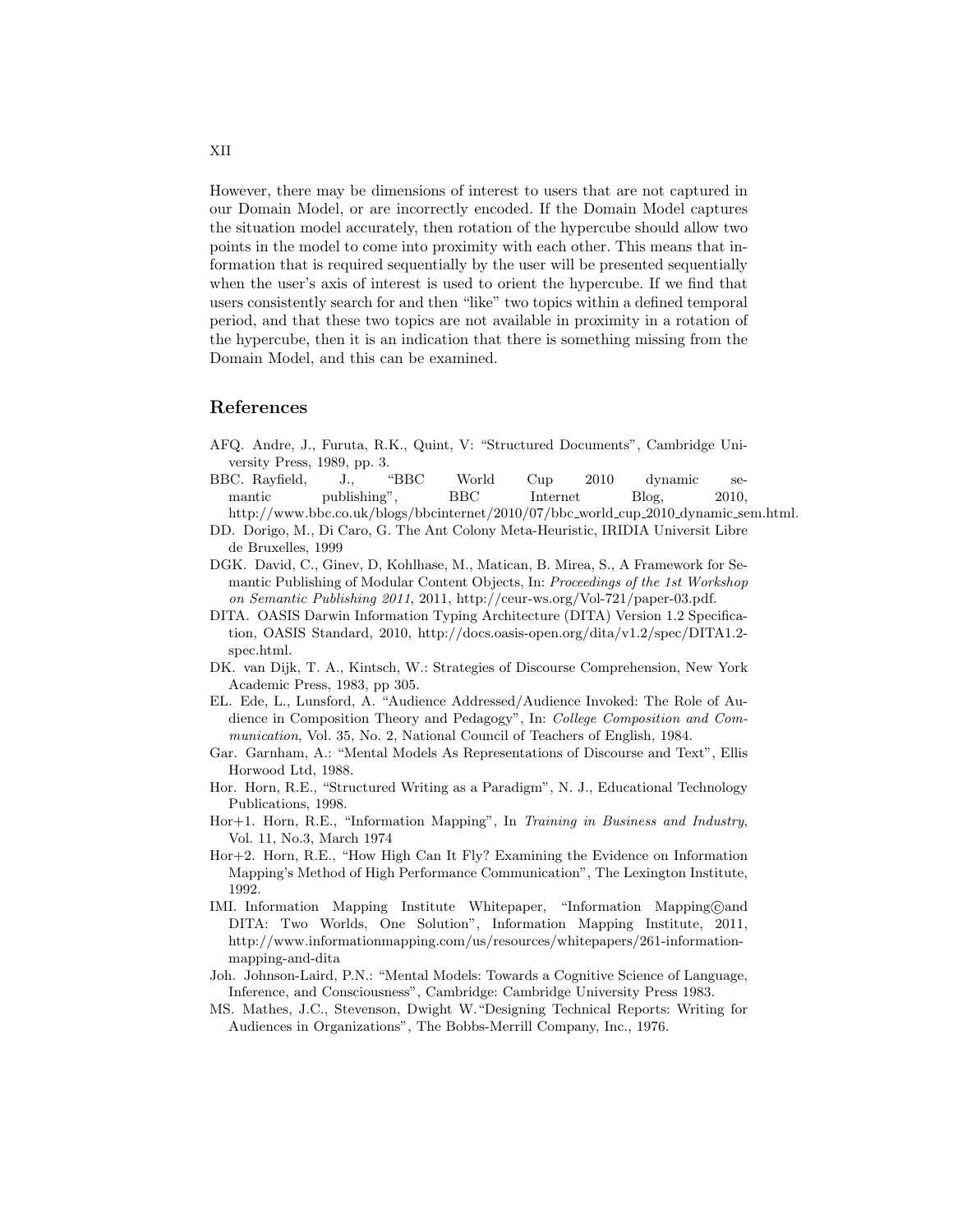However, there may be dimensions of interest to users that are not captured in our Domain Model, or are incorrectly encoded. If the Domain Model captures the situation model accurately, then rotation of the hypercube should allow two points in the model to come into proximity with each other. This means that information that is required sequentially by the user will be presented sequentially when the user's axis of interest is used to orient the hypercube. If we find that users consistently search for and then "like" two topics within a defined temporal period, and that these two topics are not available in proximity in a rotation of the hypercube, then it is an indication that there is something missing from the Domain Model, and this can be examined.

## References

- AFQ. Andre, J., Furuta, R.K., Quint, V: "Structured Documents", Cambridge University Press, 1989, pp. 3.
- BBC. Rayfield, J., "BBC World Cup 2010 dynamic semantic publishing", BBC Internet Blog, 2010, http://www.bbc.co.uk/blogs/bbcinternet/2010/07/bbc_world_cup_2010_dynamic_sem.html.
- DD. Dorigo, M., Di Caro, G. The Ant Colony Meta-Heuristic, IRIDIA Universit Libre de Bruxelles, 1999
- DGK. David, C., Ginev, D, Kohlhase, M., Matican, B. Mirea, S., A Framework for Semantic Publishing of Modular Content Objects, In: *Proceedings of the 1st Workshop on Semantic Publishing 2011*, 2011, http://ceur-ws.org/Vol-721/paper-03.pdf.
- DITA. OASIS Darwin Information Typing Architecture (DITA) Version 1.2 Specification, OASIS Standard, 2010, http://docs.oasis-open.org/dita/v1.2/spec/DITA1.2-spec.html.
- DK. van Dijk, T. A., Kintsch, W.: Strategies of Discourse Comprehension, New York Academic Press, 1983, pp 305.
- EL. Ede, L., Lunsford, A. "Audience Addressed/Audience Invoked: The Role of Audience in Composition Theory and Pedagogy", In: *College Composition and Communication*, Vol. 35, No. 2, National Council of Teachers of English, 1984.
- Gar. Garnham, A.: "Mental Models As Representations of Discourse and Text", Ellis Horwood Ltd, 1988.
- Hor. Horn, R.E., "Structured Writing as a Paradigm", N. J., Educational Technology Publications, 1998.
- Hor+1. Horn, R.E., "Information Mapping", In *Training in Business and Industry*, Vol. 11, No.3, March 1974
- Hor+2. Horn, R.E., "How High Can It Fly? Examining the Evidence on Information Mapping's Method of High Performance Communication", The Lexington Institute, 1992.
- IMI. Information Mapping Institute Whitepaper, "Information Mapping©and DITA: Two Worlds, One Solution", Information Mapping Institute, 2011, http://www.informationmapping.com/us/resources/whitepapers/261-information-mapping-and-dita
- Joh. Johnson-Laird, P.N.: "Mental Models: Towards a Cognitive Science of Language, Inference, and Consciousness", Cambridge: Cambridge University Press 1983.
- MS. Mathes, J.C., Stevenson, Dwight W. "Designing Technical Reports: Writing for Audiences in Organizations", The Bobbs-Merrill Company, Inc., 1976.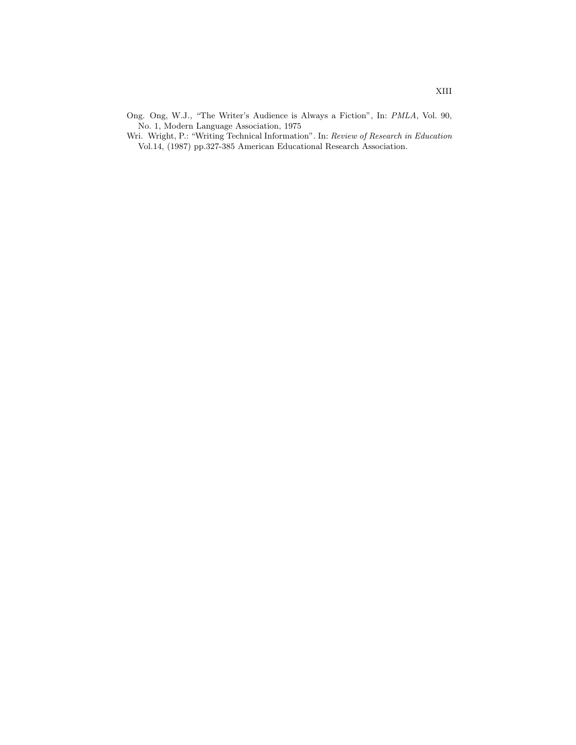Ong. Ong, W.J., "The Writer's Audience is Always a Fiction", In: *PMLA*, Vol. 90, No. 1, Modern Language Association, 1975

Wri. Wright, P.: "Writing Technical Information". In: *Review of Research in Education* Vol.14, (1987) pp.327-385 American Educational Research Association.